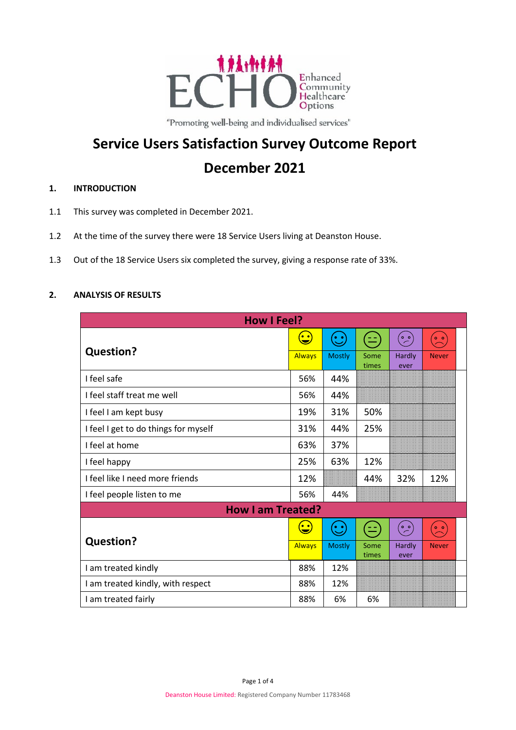ECHO Enhanced Community Healthcare Options

"Promoting well-being and individualised services"

# Service Users Satisfaction Survey Outcome Report

# December 2021

## 1. INTRODUCTION

1.1 This survey was completed in December 2021.

1.2 At the time of the survey there were 18 Service Users living at Deanston House.

1.3 Out of the 18 Service Users six completed the survey, giving a response rate of 33%.

## 2. ANALYSIS OF RESULTS

| How I Feel? | | | | | |
|---|---|---|---|---|---|
| **Question?** | Always | Mostly | Some times | Hardly ever | Never |
| I feel safe | 56% | 44% | | | |
| I feel staff treat me well | 56% | 44% | | | |
| I feel I am kept busy | 19% | 31% | 50% | | |
| I feel I get to do things for myself | 31% | 44% | 25% | | |
| I feel at home | 63% | 37% | | | |
| I feel happy | 25% | 63% | 12% | | |
| I feel like I need more friends | 12% | | 44% | 32% | 12% |
| I feel people listen to me | 56% | 44% | | | |
| **How I am Treated?** | | | | | |
| **Question?** | Always | Mostly | Some times | Hardly ever | Never |
| I am treated kindly | 88% | 12% | | | |
| I am treated kindly, with respect | 88% | 12% | | | |
| I am treated fairly | 88% | 6% | 6% | | |

Deanston House Limited: Registered Company Number 11783468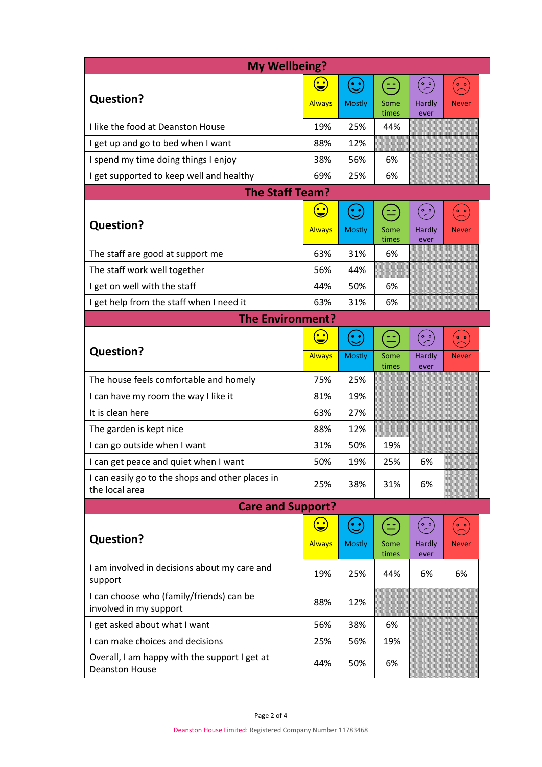| My Wellbeing? | | | | | |
|---|---|---|---|---|---|
| **Question?** | Always | Mostly | Some times | Hardly ever | Never |
| I like the food at Deanston House | 19% | 25% | 44% | | |
| I get up and go to bed when I want | 88% | 12% | | | |
| I spend my time doing things I enjoy | 38% | 56% | 6% | | |
| I get supported to keep well and healthy | 69% | 25% | 6% | | |

| The Staff Team? | | | | | |
|---|---|---|---|---|---|
| **Question?** | Always | Mostly | Some times | Hardly ever | Never |
| The staff are good at support me | 63% | 31% | 6% | | |
| The staff work well together | 56% | 44% | | | |
| I get on well with the staff | 44% | 50% | 6% | | |
| I get help from the staff when I need it | 63% | 31% | 6% | | |

| The Environment? | | | | | |
|---|---|---|---|---|---|
| **Question?** | Always | Mostly | Some times | Hardly ever | Never |
| The house feels comfortable and homely | 75% | 25% | | | |
| I can have my room the way I like it | 81% | 19% | | | |
| It is clean here | 63% | 27% | | | |
| The garden is kept nice | 88% | 12% | | | |
| I can go outside when I want | 31% | 50% | 19% | | |
| I can get peace and quiet when I want | 50% | 19% | 25% | 6% | |
| I can easily go to the shops and other places in the local area | 25% | 38% | 31% | 6% | |

| Care and Support? | | | | | |
|---|---|---|---|---|---|
| **Question?** | Always | Mostly | Some times | Hardly ever | Never |
| I am involved in decisions about my care and support | 19% | 25% | 44% | 6% | 6% |
| I can choose who (family/friends) can be involved in my support | 88% | 12% | | | |
| I get asked about what I want | 56% | 38% | 6% | | |
| I can make choices and decisions | 25% | 56% | 19% | | |
| Overall, I am happy with the support I get at Deanston House | 44% | 50% | 6% | | |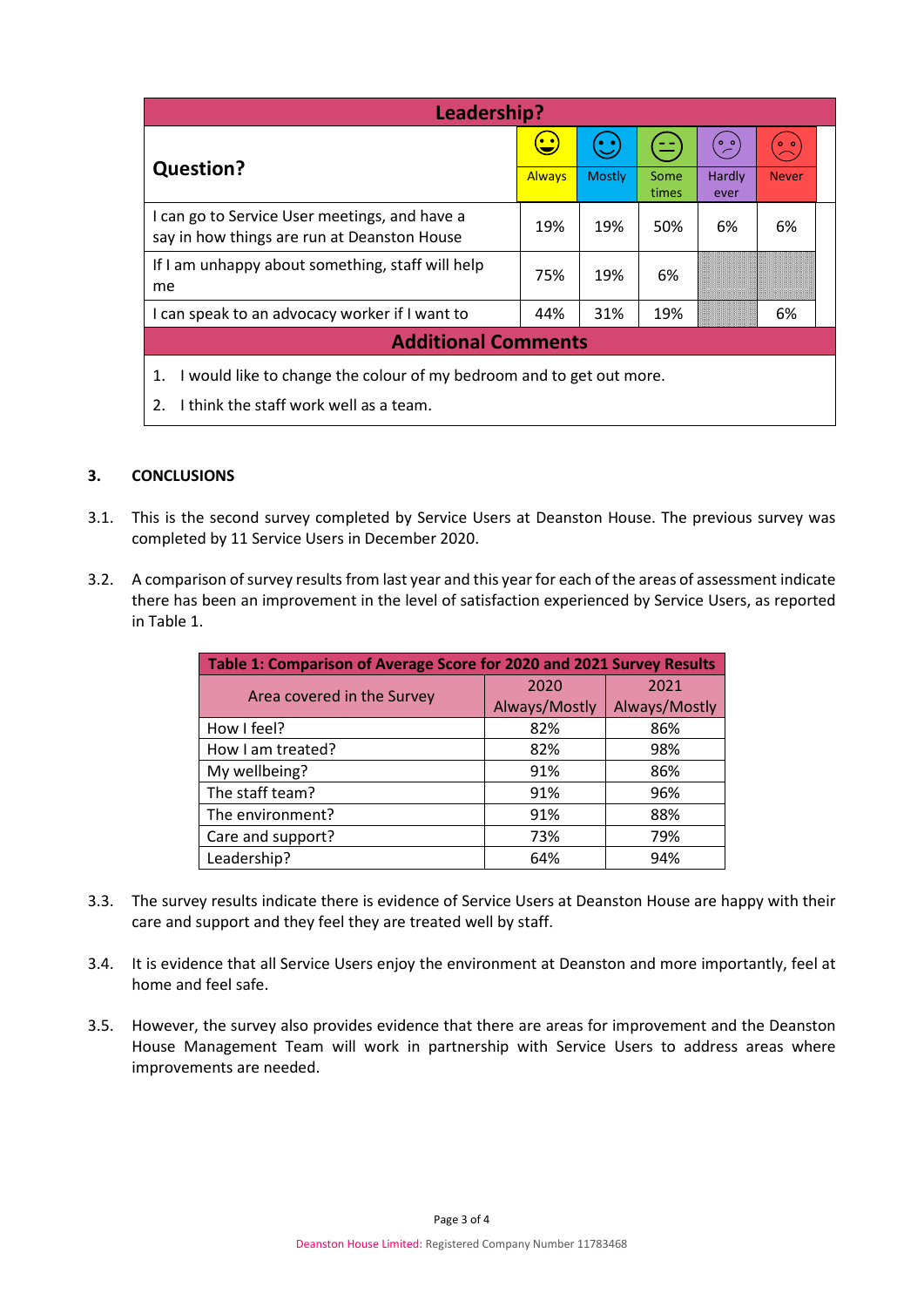| Leadership? | | | | | |
|---|---|---|---|---|---|
| **Question?** | Always | Mostly | Some times | Hardly ever | Never |
| I can go to Service User meetings, and have a say in how things are run at Deanston House | 19% | 19% | 50% | 6% | 6% |
| If I am unhappy about something, staff will help me | 75% | 19% | 6% | | |
| I can speak to an advocacy worker if I want to | 44% | 31% | 19% | | 6% |

**Additional Comments**

1. I would like to change the colour of my bedroom and to get out more.
2. I think the staff work well as a team.

## 3. CONCLUSIONS

3.1. This is the second survey completed by Service Users at Deanston House. The previous survey was completed by 11 Service Users in December 2020.

3.2. A comparison of survey results from last year and this year for each of the areas of assessment indicate there has been an improvement in the level of satisfaction experienced by Service Users, as reported in Table 1.

| Table 1: Comparison of Average Score for 2020 and 2021 Survey Results | | |
|---|---|---|
| Area covered in the Survey | 2020 Always/Mostly | 2021 Always/Mostly |
| How I feel? | 82% | 86% |
| How I am treated? | 82% | 98% |
| My wellbeing? | 91% | 86% |
| The staff team? | 91% | 96% |
| The environment? | 91% | 88% |
| Care and support? | 73% | 79% |
| Leadership? | 64% | 94% |

3.3. The survey results indicate there is evidence of Service Users at Deanston House are happy with their care and support and they feel they are treated well by staff.

3.4. It is evidence that all Service Users enjoy the environment at Deanston and more importantly, feel at home and feel safe.

3.5. However, the survey also provides evidence that there are areas for improvement and the Deanston House Management Team will work in partnership with Service Users to address areas where improvements are needed.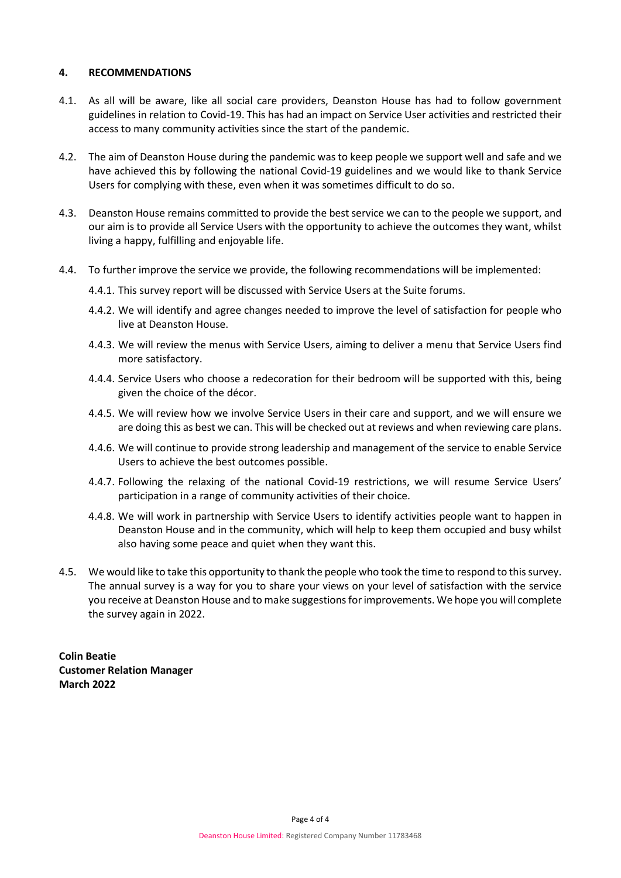## 4. RECOMMENDATIONS

4.1. As all will be aware, like all social care providers, Deanston House has had to follow government guidelines in relation to Covid-19. This has had an impact on Service User activities and restricted their access to many community activities since the start of the pandemic.

4.2. The aim of Deanston House during the pandemic was to keep people we support well and safe and we have achieved this by following the national Covid-19 guidelines and we would like to thank Service Users for complying with these, even when it was sometimes difficult to do so.

4.3. Deanston House remains committed to provide the best service we can to the people we support, and our aim is to provide all Service Users with the opportunity to achieve the outcomes they want, whilst living a happy, fulfilling and enjoyable life.

4.4. To further improve the service we provide, the following recommendations will be implemented:

4.4.1. This survey report will be discussed with Service Users at the Suite forums.

4.4.2. We will identify and agree changes needed to improve the level of satisfaction for people who live at Deanston House.

4.4.3. We will review the menus with Service Users, aiming to deliver a menu that Service Users find more satisfactory.

4.4.4. Service Users who choose a redecoration for their bedroom will be supported with this, being given the choice of the décor.

4.4.5. We will review how we involve Service Users in their care and support, and we will ensure we are doing this as best we can. This will be checked out at reviews and when reviewing care plans.

4.4.6. We will continue to provide strong leadership and management of the service to enable Service Users to achieve the best outcomes possible.

4.4.7. Following the relaxing of the national Covid-19 restrictions, we will resume Service Users' participation in a range of community activities of their choice.

4.4.8. We will work in partnership with Service Users to identify activities people want to happen in Deanston House and in the community, which will help to keep them occupied and busy whilst also having some peace and quiet when they want this.

4.5. We would like to take this opportunity to thank the people who took the time to respond to this survey. The annual survey is a way for you to share your views on your level of satisfaction with the service you receive at Deanston House and to make suggestions for improvements. We hope you will complete the survey again in 2022.

**Colin Beatie**
**Customer Relation Manager**
**March 2022**

Deanston House Limited: Registered Company Number 11783468